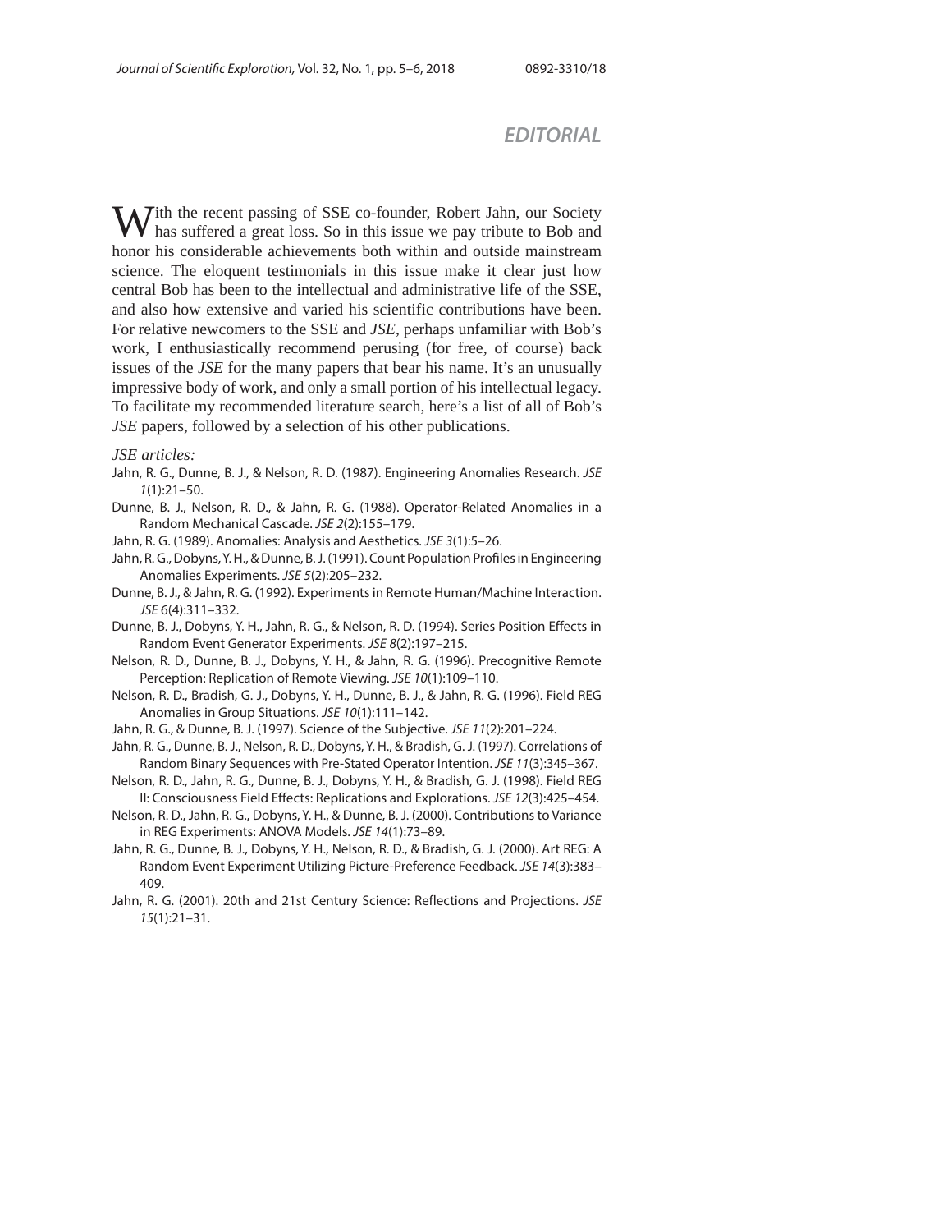# EDITORIAL

With the recent passing of SSE co-founder, Robert Jahn, our Society has suffered a great loss. So in this issue we pay tribute to Bob and honor his considerable achievements both within and outside mainstream science. The eloquent testimonials in this issue make it clear just how central Bob has been to the intellectual and administrative life of the SSE, and also how extensive and varied his scientific contributions have been. For relative newcomers to the SSE and *JSE*, perhaps unfamiliar with Bob's work, I enthusiastically recommend perusing (for free, of course) back issues of the *JSE* for the many papers that bear his name. It's an unusually impressive body of work, and only a small portion of his intellectual legacy. To facilitate my recommended literature search, here's a list of all of Bob's *JSE* papers, followed by a selection of his other publications.

*JSE articles:*

Jahn, R. G., Dunne, B. J., & Nelson, R. D. (1987). Engineering Anomalies Research. *JSE 1*(1):21–50.

Dunne, B. J., Nelson, R. D., & Jahn, R. G. (1988). Operator-Related Anomalies in a Random Mechanical Cascade. *JSE 2*(2):155–179.

Jahn, R. G. (1989). Anomalies: Analysis and Aesthetics. *JSE 3*(1):5–26.

Jahn, R. G., Dobyns, Y. H., & Dunne, B. J. (1991). Count Population Profiles in Engineering Anomalies Experiments. *JSE 5*(2):205–232.

Dunne, B. J., & Jahn, R. G. (1992). Experiments in Remote Human/Machine Interaction. *JSE* 6(4):311–332.

Dunne, B. J., Dobyns, Y. H., Jahn, R. G., & Nelson, R. D. (1994). Series Position Effects in Random Event Generator Experiments. *JSE 8*(2):197–215.

Nelson, R. D., Dunne, B. J., Dobyns, Y. H., & Jahn, R. G. (1996). Precognitive Remote Perception: Replication of Remote Viewing. *JSE 10*(1):109–110.

Nelson, R. D., Bradish, G. J., Dobyns, Y. H., Dunne, B. J., & Jahn, R. G. (1996). Field REG Anomalies in Group Situations. *JSE 10*(1):111–142.

Jahn, R. G., & Dunne, B. J. (1997). Science of the Subjective. *JSE 11*(2):201–224.

Jahn, R. G., Dunne, B. J., Nelson, R. D., Dobyns, Y. H., & Bradish, G. J. (1997). Correlations of Random Binary Sequences with Pre-Stated Operator Intention. *JSE 11*(3):345–367.

Nelson, R. D., Jahn, R. G., Dunne, B. J., Dobyns, Y. H., & Bradish, G. J. (1998). Field REG II: Consciousness Field Effects: Replications and Explorations. *JSE 12*(3):425–454.

Nelson, R. D., Jahn, R. G., Dobyns, Y. H., & Dunne, B. J. (2000). Contributions to Variance in REG Experiments: ANOVA Models. *JSE 14*(1):73–89.

Jahn, R. G., Dunne, B. J., Dobyns, Y. H., Nelson, R. D., & Bradish, G. J. (2000). Art REG: A Random Event Experiment Utilizing Picture-Preference Feedback. *JSE 14*(3):383–409.

Jahn, R. G. (2001). 20th and 21st Century Science: Reflections and Projections. *JSE 15*(1):21–31.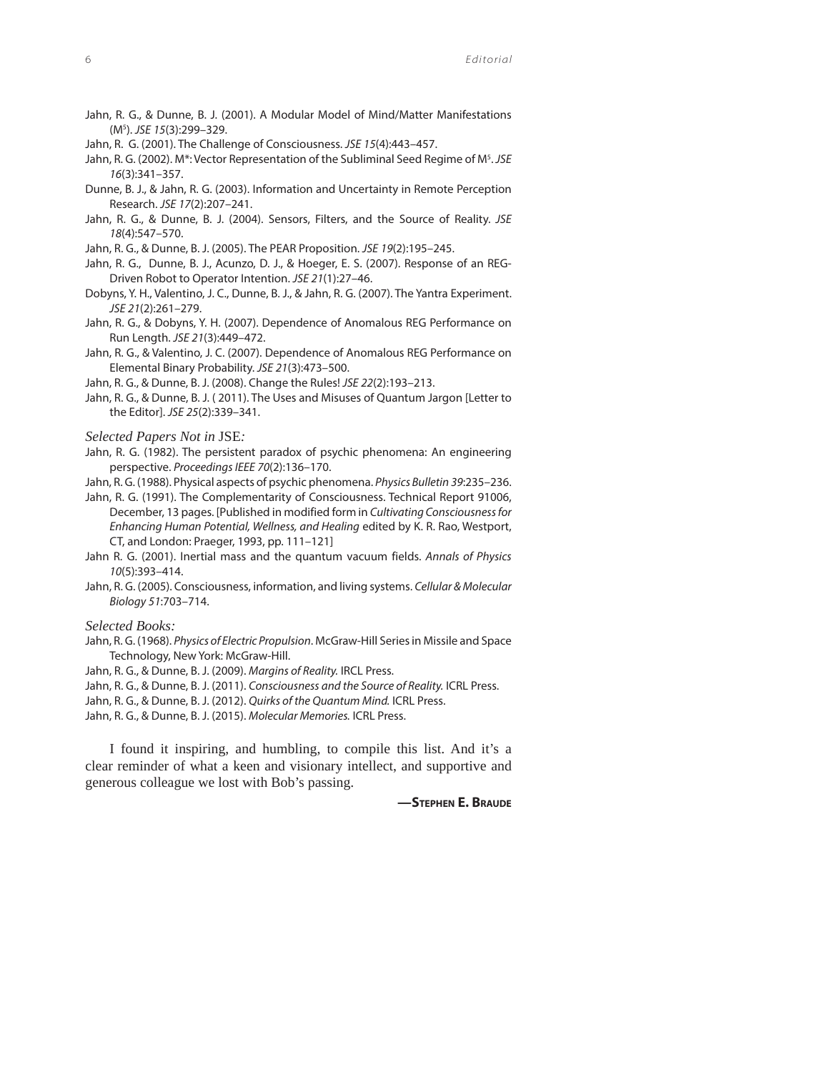Jahn, R. G., & Dunne, B. J. (2001). A Modular Model of Mind/Matter Manifestations ($M^5$). *JSE 15*(3):299–329.

Jahn, R. G. (2001). The Challenge of Consciousness. *JSE 15*(4):443–457.

Jahn, R. G. (2002). M*: Vector Representation of the Subliminal Seed Regime of $M^5$. *JSE 16*(3):341–357.

Dunne, B. J., & Jahn, R. G. (2003). Information and Uncertainty in Remote Perception Research. *JSE 17*(2):207–241.

Jahn, R. G., & Dunne, B. J. (2004). Sensors, Filters, and the Source of Reality. *JSE 18*(4):547–570.

Jahn, R. G., & Dunne, B. J. (2005). The PEAR Proposition. *JSE 19*(2):195–245.

Jahn, R. G., Dunne, B. J., Acunzo, D. J., & Hoeger, E. S. (2007). Response of an REG-Driven Robot to Operator Intention. *JSE 21*(1):27–46.

Dobyns, Y. H., Valentino, J. C., Dunne, B. J., & Jahn, R. G. (2007). The Yantra Experiment. *JSE 21*(2):261–279.

Jahn, R. G., & Dobyns, Y. H. (2007). Dependence of Anomalous REG Performance on Run Length. *JSE 21*(3):449–472.

Jahn, R. G., & Valentino, J. C. (2007). Dependence of Anomalous REG Performance on Elemental Binary Probability. *JSE 21*(3):473–500.

Jahn, R. G., & Dunne, B. J. (2008). Change the Rules! *JSE 22*(2):193–213.

Jahn, R. G., & Dunne, B. J. ( 2011). The Uses and Misuses of Quantum Jargon [Letter to the Editor]. *JSE 25*(2):339–341.

*Selected Papers Not in* JSE*:*

Jahn, R. G. (1982). The persistent paradox of psychic phenomena: An engineering perspective. *Proceedings IEEE 70*(2):136–170.

Jahn, R. G. (1988). Physical aspects of psychic phenomena. *Physics Bulletin 39*:235–236.

Jahn, R. G. (1991). The Complementarity of Consciousness. Technical Report 91006, December, 13 pages. [Published in modified form in *Cultivating Consciousness for Enhancing Human Potential, Wellness, and Healing* edited by K. R. Rao, Westport, CT, and London: Praeger, 1993, pp. 111–121]

Jahn R. G. (2001). Inertial mass and the quantum vacuum fields. *Annals of Physics 10*(5):393–414.

Jahn, R. G. (2005). Consciousness, information, and living systems. *Cellular & Molecular Biology 51*:703–714.

*Selected Books:*

Jahn, R. G. (1968). *Physics of Electric Propulsion*. McGraw-Hill Series in Missile and Space Technology, New York: McGraw-Hill.

Jahn, R. G., & Dunne, B. J. (2009). *Margins of Reality.* IRCL Press.

Jahn, R. G., & Dunne, B. J. (2011). *Consciousness and the Source of Reality.* ICRL Press.

Jahn, R. G., & Dunne, B. J. (2012). *Quirks of the Quantum Mind.* ICRL Press.

Jahn, R. G., & Dunne, B. J. (2015). *Molecular Memories.* ICRL Press.

I found it inspiring, and humbling, to compile this list. And it's a clear reminder of what a keen and visionary intellect, and supportive and generous colleague we lost with Bob's passing.

**—Stephen E. Braude**